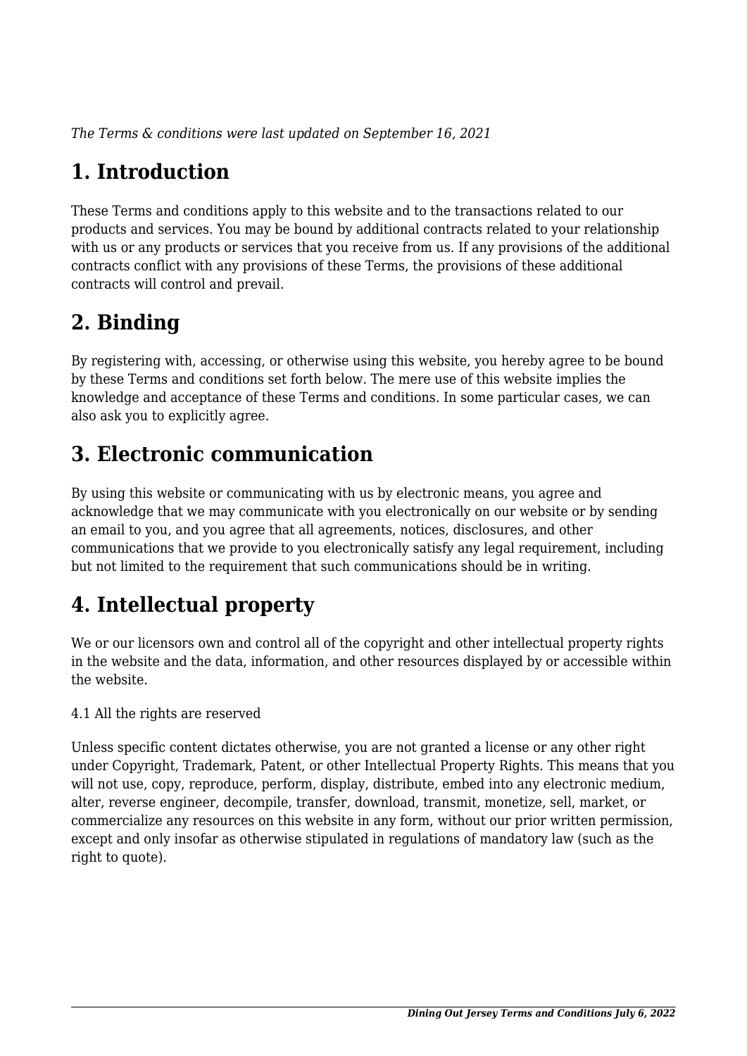*The Terms & conditions were last updated on September 16, 2021*

# 1. Introduction

These Terms and conditions apply to this website and to the transactions related to our products and services. You may be bound by additional contracts related to your relationship with us or any products or services that you receive from us. If any provisions of the additional contracts conflict with any provisions of these Terms, the provisions of these additional contracts will control and prevail.

# 2. Binding

By registering with, accessing, or otherwise using this website, you hereby agree to be bound by these Terms and conditions set forth below. The mere use of this website implies the knowledge and acceptance of these Terms and conditions. In some particular cases, we can also ask you to explicitly agree.

# 3. Electronic communication

By using this website or communicating with us by electronic means, you agree and acknowledge that we may communicate with you electronically on our website or by sending an email to you, and you agree that all agreements, notices, disclosures, and other communications that we provide to you electronically satisfy any legal requirement, including but not limited to the requirement that such communications should be in writing.

# 4. Intellectual property

We or our licensors own and control all of the copyright and other intellectual property rights in the website and the data, information, and other resources displayed by or accessible within the website.

4.1 All the rights are reserved

Unless specific content dictates otherwise, you are not granted a license or any other right under Copyright, Trademark, Patent, or other Intellectual Property Rights. This means that you will not use, copy, reproduce, perform, display, distribute, embed into any electronic medium, alter, reverse engineer, decompile, transfer, download, transmit, monetize, sell, market, or commercialize any resources on this website in any form, without our prior written permission, except and only insofar as otherwise stipulated in regulations of mandatory law (such as the right to quote).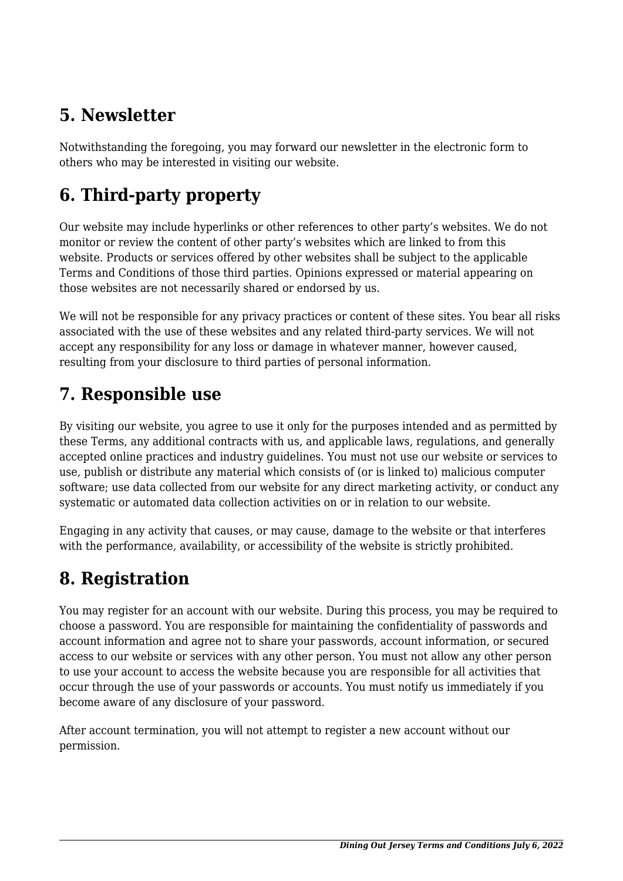## 5. Newsletter

Notwithstanding the foregoing, you may forward our newsletter in the electronic form to others who may be interested in visiting our website.

## 6. Third-party property

Our website may include hyperlinks or other references to other party's websites. We do not monitor or review the content of other party's websites which are linked to from this website. Products or services offered by other websites shall be subject to the applicable Terms and Conditions of those third parties. Opinions expressed or material appearing on those websites are not necessarily shared or endorsed by us.

We will not be responsible for any privacy practices or content of these sites. You bear all risks associated with the use of these websites and any related third-party services. We will not accept any responsibility for any loss or damage in whatever manner, however caused, resulting from your disclosure to third parties of personal information.

## 7. Responsible use

By visiting our website, you agree to use it only for the purposes intended and as permitted by these Terms, any additional contracts with us, and applicable laws, regulations, and generally accepted online practices and industry guidelines. You must not use our website or services to use, publish or distribute any material which consists of (or is linked to) malicious computer software; use data collected from our website for any direct marketing activity, or conduct any systematic or automated data collection activities on or in relation to our website.

Engaging in any activity that causes, or may cause, damage to the website or that interferes with the performance, availability, or accessibility of the website is strictly prohibited.

## 8. Registration

You may register for an account with our website. During this process, you may be required to choose a password. You are responsible for maintaining the confidentiality of passwords and account information and agree not to share your passwords, account information, or secured access to our website or services with any other person. You must not allow any other person to use your account to access the website because you are responsible for all activities that occur through the use of your passwords or accounts. You must notify us immediately if you become aware of any disclosure of your password.

After account termination, you will not attempt to register a new account without our permission.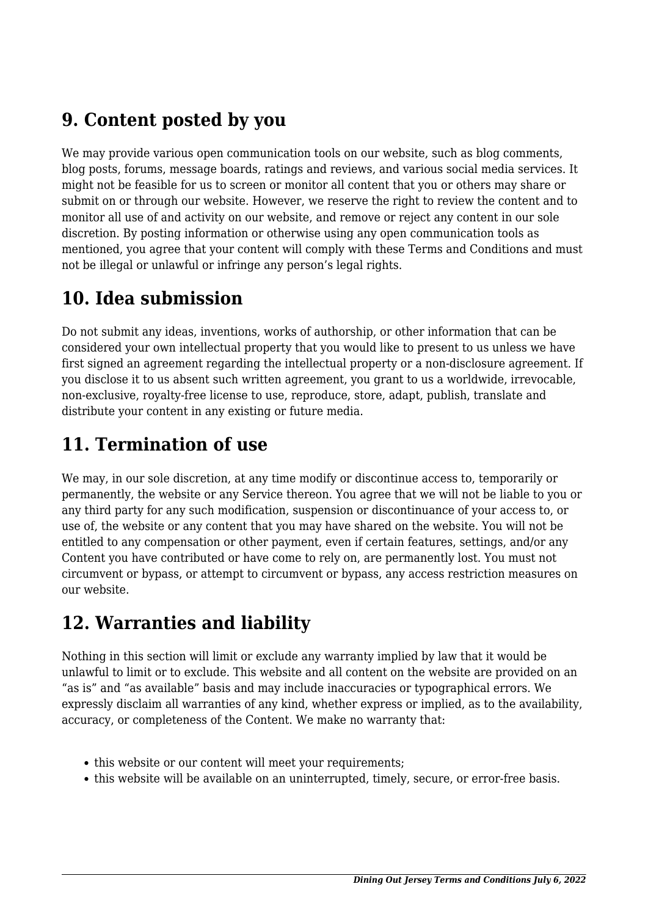## 9. Content posted by you

We may provide various open communication tools on our website, such as blog comments, blog posts, forums, message boards, ratings and reviews, and various social media services. It might not be feasible for us to screen or monitor all content that you or others may share or submit on or through our website. However, we reserve the right to review the content and to monitor all use of and activity on our website, and remove or reject any content in our sole discretion. By posting information or otherwise using any open communication tools as mentioned, you agree that your content will comply with these Terms and Conditions and must not be illegal or unlawful or infringe any person's legal rights.

## 10. Idea submission

Do not submit any ideas, inventions, works of authorship, or other information that can be considered your own intellectual property that you would like to present to us unless we have first signed an agreement regarding the intellectual property or a non-disclosure agreement. If you disclose it to us absent such written agreement, you grant to us a worldwide, irrevocable, non-exclusive, royalty-free license to use, reproduce, store, adapt, publish, translate and distribute your content in any existing or future media.

## 11. Termination of use

We may, in our sole discretion, at any time modify or discontinue access to, temporarily or permanently, the website or any Service thereon. You agree that we will not be liable to you or any third party for any such modification, suspension or discontinuance of your access to, or use of, the website or any content that you may have shared on the website. You will not be entitled to any compensation or other payment, even if certain features, settings, and/or any Content you have contributed or have come to rely on, are permanently lost. You must not circumvent or bypass, or attempt to circumvent or bypass, any access restriction measures on our website.

## 12. Warranties and liability

Nothing in this section will limit or exclude any warranty implied by law that it would be unlawful to limit or to exclude. This website and all content on the website are provided on an "as is" and "as available" basis and may include inaccuracies or typographical errors. We expressly disclaim all warranties of any kind, whether express or implied, as to the availability, accuracy, or completeness of the Content. We make no warranty that:

- this website or our content will meet your requirements;
- this website will be available on an uninterrupted, timely, secure, or error-free basis.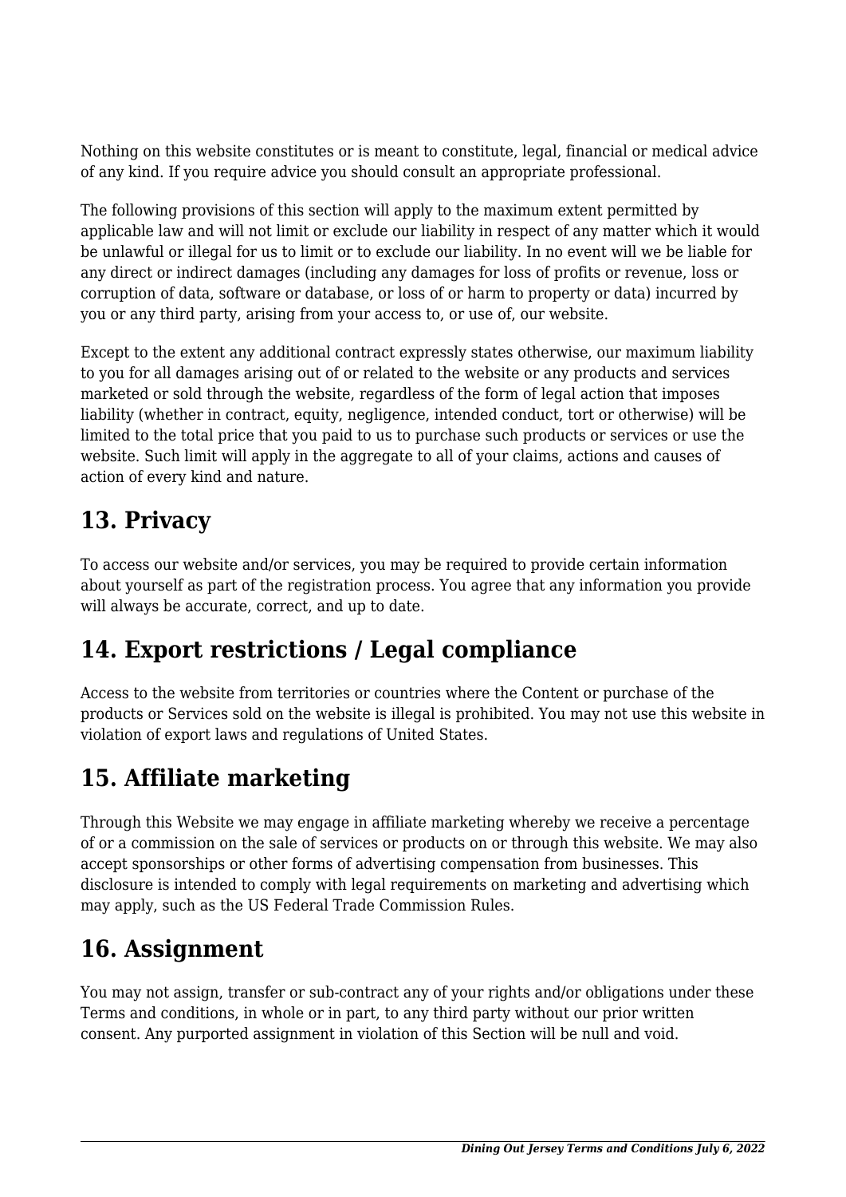Nothing on this website constitutes or is meant to constitute, legal, financial or medical advice of any kind. If you require advice you should consult an appropriate professional.

The following provisions of this section will apply to the maximum extent permitted by applicable law and will not limit or exclude our liability in respect of any matter which it would be unlawful or illegal for us to limit or to exclude our liability. In no event will we be liable for any direct or indirect damages (including any damages for loss of profits or revenue, loss or corruption of data, software or database, or loss of or harm to property or data) incurred by you or any third party, arising from your access to, or use of, our website.

Except to the extent any additional contract expressly states otherwise, our maximum liability to you for all damages arising out of or related to the website or any products and services marketed or sold through the website, regardless of the form of legal action that imposes liability (whether in contract, equity, negligence, intended conduct, tort or otherwise) will be limited to the total price that you paid to us to purchase such products or services or use the website. Such limit will apply in the aggregate to all of your claims, actions and causes of action of every kind and nature.

## 13. Privacy

To access our website and/or services, you may be required to provide certain information about yourself as part of the registration process. You agree that any information you provide will always be accurate, correct, and up to date.

## 14. Export restrictions / Legal compliance

Access to the website from territories or countries where the Content or purchase of the products or Services sold on the website is illegal is prohibited. You may not use this website in violation of export laws and regulations of United States.

## 15. Affiliate marketing

Through this Website we may engage in affiliate marketing whereby we receive a percentage of or a commission on the sale of services or products on or through this website. We may also accept sponsorships or other forms of advertising compensation from businesses. This disclosure is intended to comply with legal requirements on marketing and advertising which may apply, such as the US Federal Trade Commission Rules.

## 16. Assignment

You may not assign, transfer or sub-contract any of your rights and/or obligations under these Terms and conditions, in whole or in part, to any third party without our prior written consent. Any purported assignment in violation of this Section will be null and void.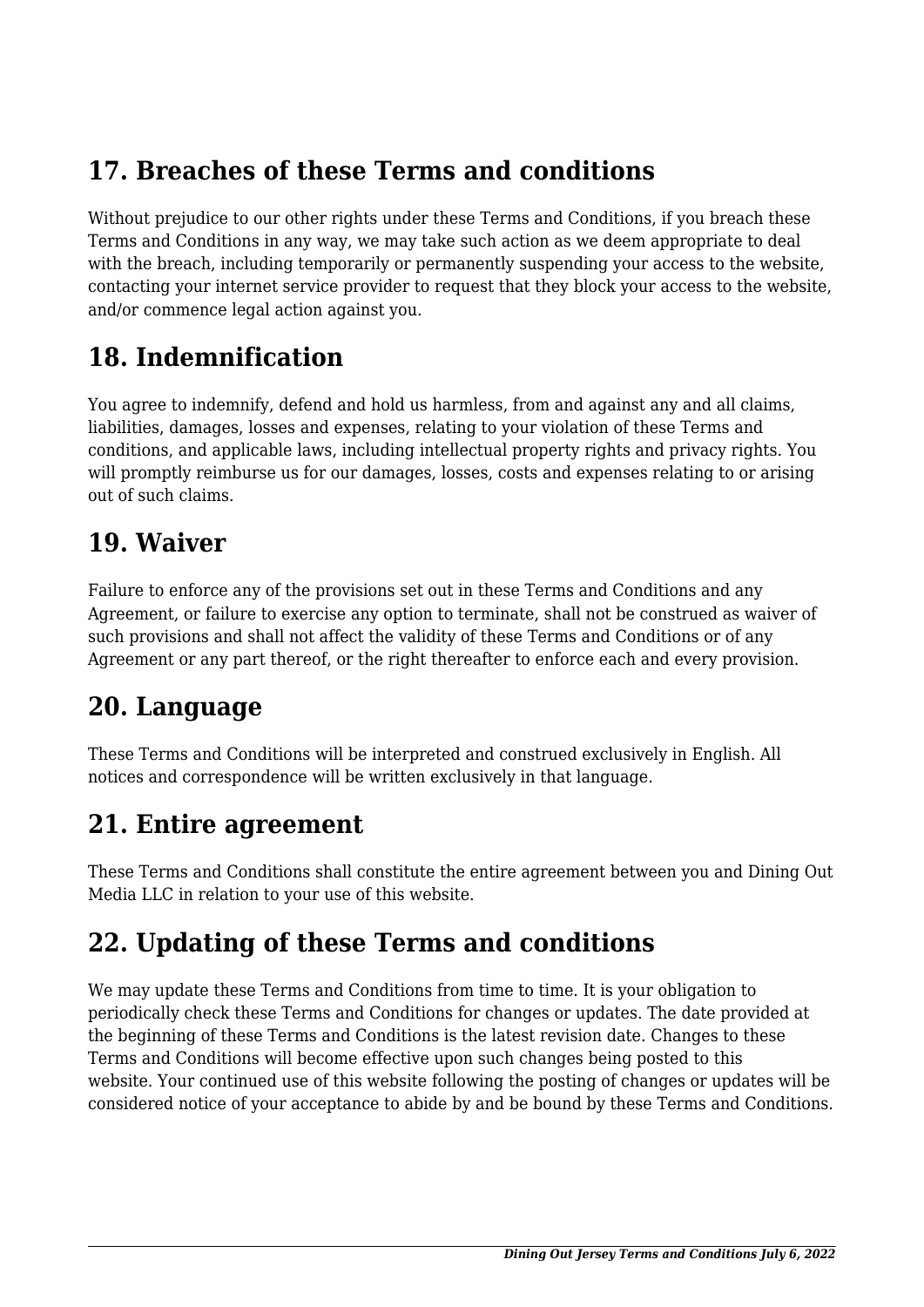## 17. Breaches of these Terms and conditions

Without prejudice to our other rights under these Terms and Conditions, if you breach these Terms and Conditions in any way, we may take such action as we deem appropriate to deal with the breach, including temporarily or permanently suspending your access to the website, contacting your internet service provider to request that they block your access to the website, and/or commence legal action against you.

## 18. Indemnification

You agree to indemnify, defend and hold us harmless, from and against any and all claims, liabilities, damages, losses and expenses, relating to your violation of these Terms and conditions, and applicable laws, including intellectual property rights and privacy rights. You will promptly reimburse us for our damages, losses, costs and expenses relating to or arising out of such claims.

## 19. Waiver

Failure to enforce any of the provisions set out in these Terms and Conditions and any Agreement, or failure to exercise any option to terminate, shall not be construed as waiver of such provisions and shall not affect the validity of these Terms and Conditions or of any Agreement or any part thereof, or the right thereafter to enforce each and every provision.

## 20. Language

These Terms and Conditions will be interpreted and construed exclusively in English. All notices and correspondence will be written exclusively in that language.

## 21. Entire agreement

These Terms and Conditions shall constitute the entire agreement between you and Dining Out Media LLC in relation to your use of this website.

## 22. Updating of these Terms and conditions

We may update these Terms and Conditions from time to time. It is your obligation to periodically check these Terms and Conditions for changes or updates. The date provided at the beginning of these Terms and Conditions is the latest revision date. Changes to these Terms and Conditions will become effective upon such changes being posted to this website. Your continued use of this website following the posting of changes or updates will be considered notice of your acceptance to abide by and be bound by these Terms and Conditions.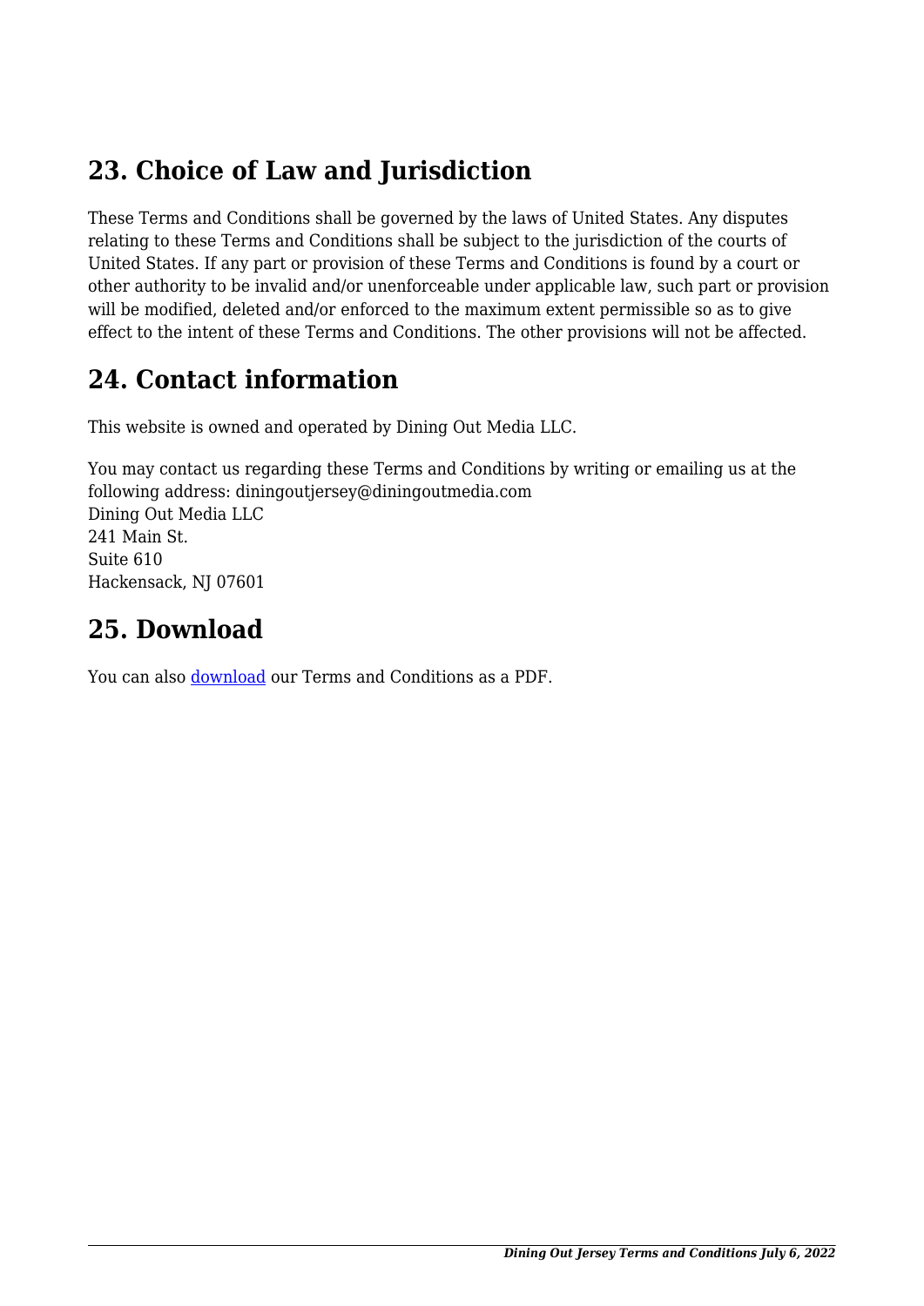## 23. Choice of Law and Jurisdiction

These Terms and Conditions shall be governed by the laws of United States. Any disputes relating to these Terms and Conditions shall be subject to the jurisdiction of the courts of United States. If any part or provision of these Terms and Conditions is found by a court or other authority to be invalid and/or unenforceable under applicable law, such part or provision will be modified, deleted and/or enforced to the maximum extent permissible so as to give effect to the intent of these Terms and Conditions. The other provisions will not be affected.

## 24. Contact information

This website is owned and operated by Dining Out Media LLC.

You may contact us regarding these Terms and Conditions by writing or emailing us at the following address: diningoutjersey@diningoutmedia.com
Dining Out Media LLC
241 Main St.
Suite 610
Hackensack, NJ 07601

## 25. Download

You can also download our Terms and Conditions as a PDF.